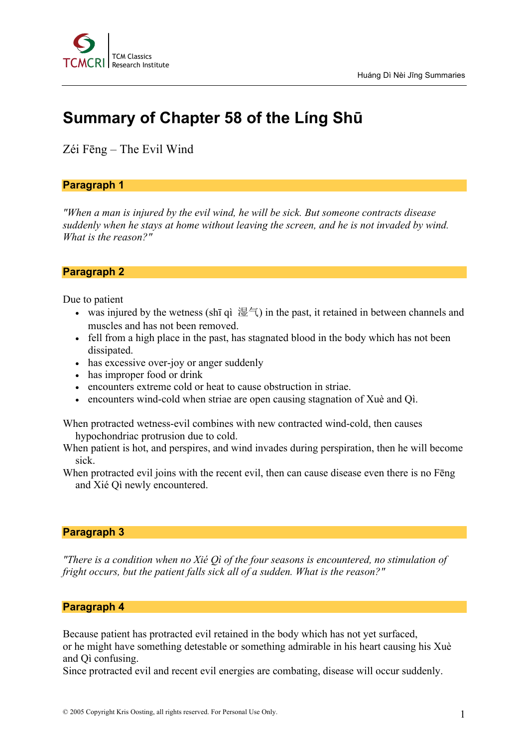# Summary of Chapter 58 of the Líng Shū

Zéi Fēng – The Evil Wind

## Paragraph 1

*"When a man is injured by the evil wind, he will be sick. But someone contracts disease suddenly when he stays at home without leaving the screen, and he is not invaded by wind. What is the reason?"*

## Paragraph 2

Due to patient

- was injured by the wetness (shī qì 湿气) in the past, it retained in between channels and muscles and has not been removed.
- fell from a high place in the past, has stagnated blood in the body which has not been dissipated.
- has excessive over-joy or anger suddenly
- has improper food or drink
- encounters extreme cold or heat to cause obstruction in striae.
- encounters wind-cold when striae are open causing stagnation of Xuè and Qì.

When protracted wetness-evil combines with new contracted wind-cold, then causes hypochondriac protrusion due to cold.
When patient is hot, and perspires, and wind invades during perspiration, then he will become sick.
When protracted evil joins with the recent evil, then can cause disease even there is no Fēng and Xié Qì newly encountered.

## Paragraph 3

*"There is a condition when no Xié Qì of the four seasons is encountered, no stimulation of fright occurs, but the patient falls sick all of a sudden. What is the reason?"*

## Paragraph 4

Because patient has protracted evil retained in the body which has not yet surfaced,
or he might have something detestable or something admirable in his heart causing his Xuè and Qi confusing.
Since protracted evil and recent evil energies are combating, disease will occur suddenly.

© 2005 Copyright Kris Oosting, all rights reserved. For Personal Use Only.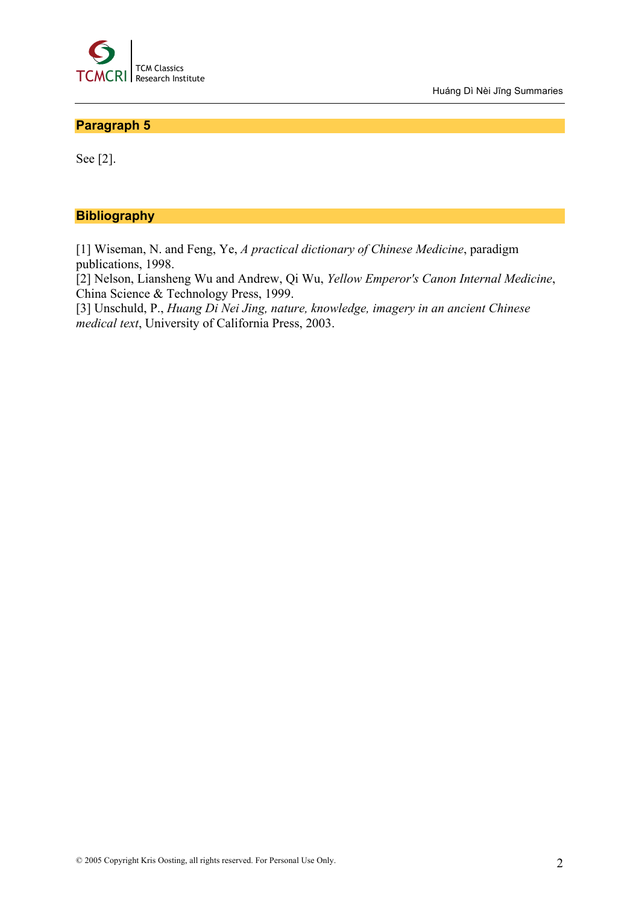## Paragraph 5

See [2].

## Bibliography

[1] Wiseman, N. and Feng, Ye, *A practical dictionary of Chinese Medicine*, paradigm publications, 1998.
[2] Nelson, Liansheng Wu and Andrew, Qi Wu, *Yellow Emperor's Canon Internal Medicine*, China Science & Technology Press, 1999.
[3] Unschuld, P., *Huang Di Nei Jing, nature, knowledge, imagery in an ancient Chinese medical text*, University of California Press, 2003.

© 2005 Copyright Kris Oosting, all rights reserved. For Personal Use Only.